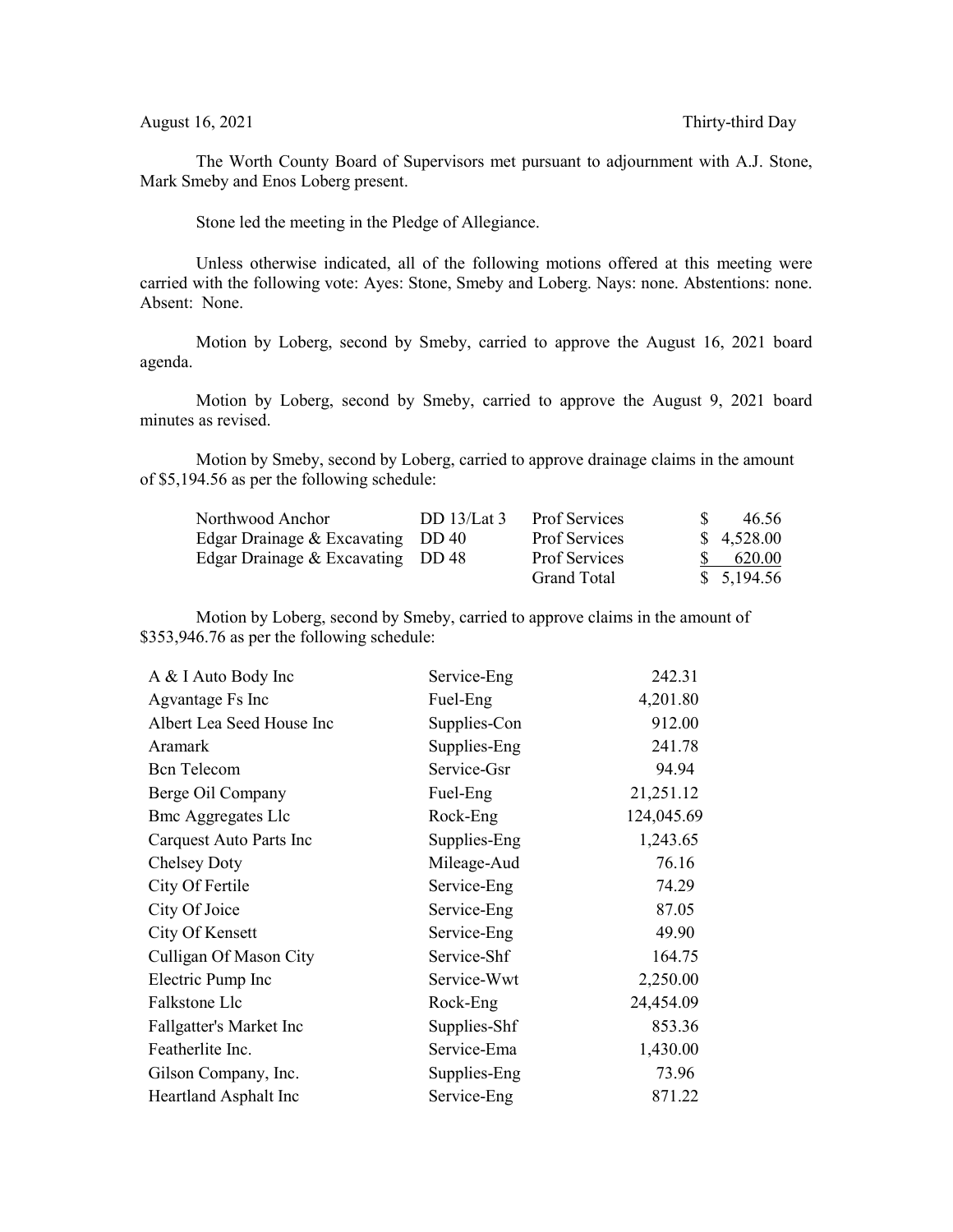August 16, 2021 Thirty-third Day

The Worth County Board of Supervisors met pursuant to adjournment with A.J. Stone, Mark Smeby and Enos Loberg present.

Stone led the meeting in the Pledge of Allegiance.

Unless otherwise indicated, all of the following motions offered at this meeting were carried with the following vote: Ayes: Stone, Smeby and Loberg. Nays: none. Abstentions: none. Absent: None.

Motion by Loberg, second by Smeby, carried to approve the August 16, 2021 board agenda.

Motion by Loberg, second by Smeby, carried to approve the August 9, 2021 board minutes as revised.

Motion by Smeby, second by Loberg, carried to approve drainage claims in the amount of $5,194.56 as per the following schedule:

| | | | |
|---|---|---|---|
| Northwood Anchor | DD 13/Lat 3 | Prof Services | $ 46.56 |
| Edgar Drainage & Excavating | DD 40 | Prof Services | $ 4,528.00 |
| Edgar Drainage & Excavating | DD 48 | Prof Services | $ 620.00 |
| | | Grand Total | $ 5,194.56 |

Motion by Loberg, second by Smeby, carried to approve claims in the amount of $353,946.76 as per the following schedule:

| | | |
|---|---|---|
| A & I Auto Body Inc | Service-Eng | 242.31 |
| Agvantage Fs Inc | Fuel-Eng | 4,201.80 |
| Albert Lea Seed House Inc | Supplies-Con | 912.00 |
| Aramark | Supplies-Eng | 241.78 |
| Bcn Telecom | Service-Gsr | 94.94 |
| Berge Oil Company | Fuel-Eng | 21,251.12 |
| Bmc Aggregates Llc | Rock-Eng | 124,045.69 |
| Carquest Auto Parts Inc | Supplies-Eng | 1,243.65 |
| Chelsey Doty | Mileage-Aud | 76.16 |
| City Of Fertile | Service-Eng | 74.29 |
| City Of Joice | Service-Eng | 87.05 |
| City Of Kensett | Service-Eng | 49.90 |
| Culligan Of Mason City | Service-Shf | 164.75 |
| Electric Pump Inc | Service-Wwt | 2,250.00 |
| Falkstone Llc | Rock-Eng | 24,454.09 |
| Fallgatter's Market Inc | Supplies-Shf | 853.36 |
| Featherlite Inc. | Service-Ema | 1,430.00 |
| Gilson Company, Inc. | Supplies-Eng | 73.96 |
| Heartland Asphalt Inc | Service-Eng | 871.22 |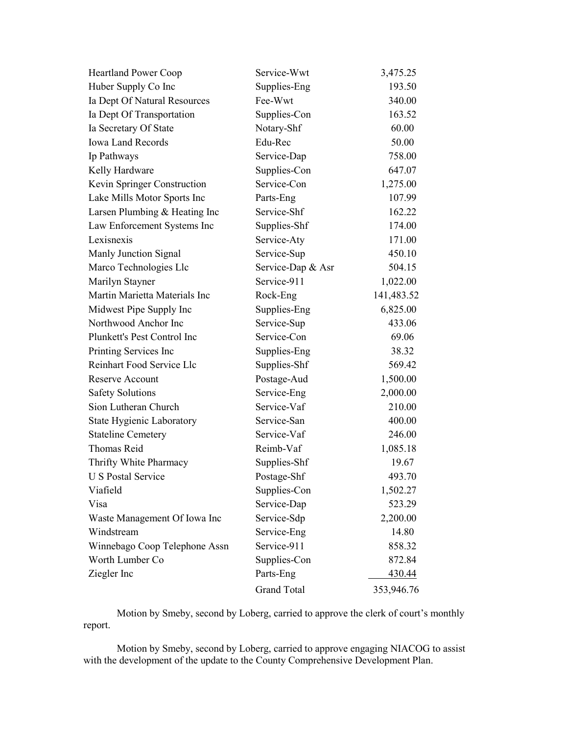| | | |
|---|---|---|
| Heartland Power Coop | Service-Wwt | 3,475.25 |
| Huber Supply Co Inc | Supplies-Eng | 193.50 |
| Ia Dept Of Natural Resources | Fee-Wwt | 340.00 |
| Ia Dept Of Transportation | Supplies-Con | 163.52 |
| Ia Secretary Of State | Notary-Shf | 60.00 |
| Iowa Land Records | Edu-Rec | 50.00 |
| Ip Pathways | Service-Dap | 758.00 |
| Kelly Hardware | Supplies-Con | 647.07 |
| Kevin Springer Construction | Service-Con | 1,275.00 |
| Lake Mills Motor Sports Inc | Parts-Eng | 107.99 |
| Larsen Plumbing & Heating Inc | Service-Shf | 162.22 |
| Law Enforcement Systems Inc | Supplies-Shf | 174.00 |
| Lexisnexis | Service-Aty | 171.00 |
| Manly Junction Signal | Service-Sup | 450.10 |
| Marco Technologies Llc | Service-Dap & Asr | 504.15 |
| Marilyn Stayner | Service-911 | 1,022.00 |
| Martin Marietta Materials Inc | Rock-Eng | 141,483.52 |
| Midwest Pipe Supply Inc | Supplies-Eng | 6,825.00 |
| Northwood Anchor Inc | Service-Sup | 433.06 |
| Plunkett's Pest Control Inc | Service-Con | 69.06 |
| Printing Services Inc | Supplies-Eng | 38.32 |
| Reinhart Food Service Llc | Supplies-Shf | 569.42 |
| Reserve Account | Postage-Aud | 1,500.00 |
| Safety Solutions | Service-Eng | 2,000.00 |
| Sion Lutheran Church | Service-Vaf | 210.00 |
| State Hygienic Laboratory | Service-San | 400.00 |
| Stateline Cemetery | Service-Vaf | 246.00 |
| Thomas Reid | Reimb-Vaf | 1,085.18 |
| Thrifty White Pharmacy | Supplies-Shf | 19.67 |
| U S Postal Service | Postage-Shf | 493.70 |
| Viafield | Supplies-Con | 1,502.27 |
| Visa | Service-Dap | 523.29 |
| Waste Management Of Iowa Inc | Service-Sdp | 2,200.00 |
| Windstream | Service-Eng | 14.80 |
| Winnebago Coop Telephone Assn | Service-911 | 858.32 |
| Worth Lumber Co | Supplies-Con | 872.84 |
| Ziegler Inc | Parts-Eng | 430.44 |
| | Grand Total | 353,946.76 |

Motion by Smeby, second by Loberg, carried to approve the clerk of court's monthly report.

Motion by Smeby, second by Loberg, carried to approve engaging NIACOG to assist with the development of the update to the County Comprehensive Development Plan.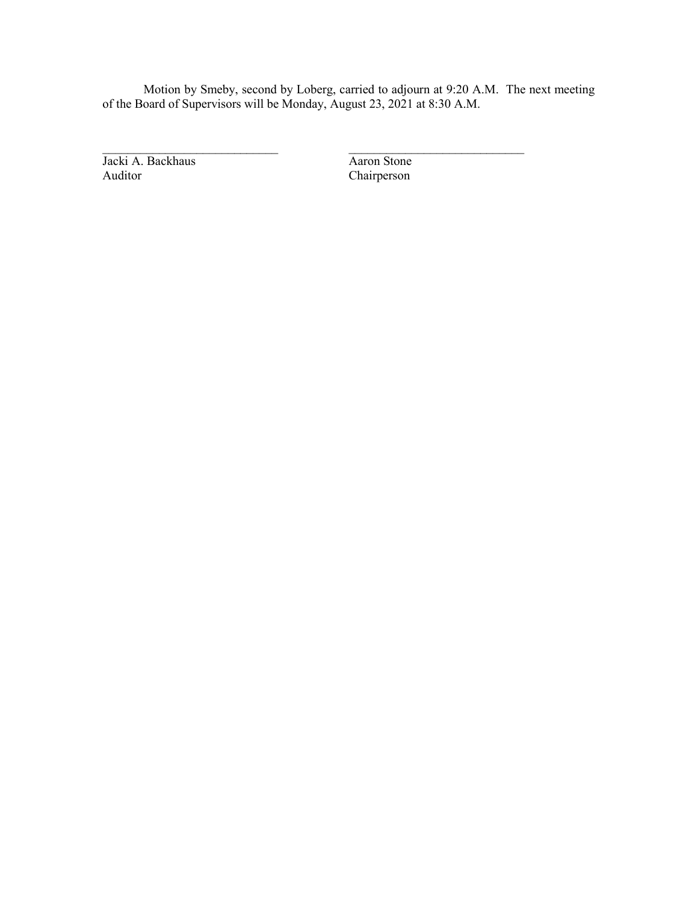Motion by Smeby, second by Loberg, carried to adjourn at 9:20 A.M. The next meeting of the Board of Supervisors will be Monday, August 23, 2021 at 8:30 A.M.

| | |
|---|---|
| ______________________________ | ______________________________ |
| Jacki A. Backhaus | Aaron Stone |
| Auditor | Chairperson |